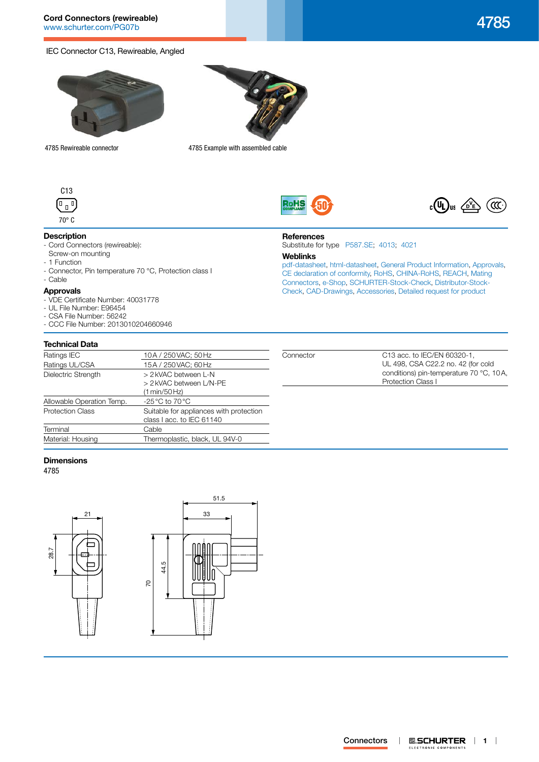**Cord Connectors (rewireable)**
www.schurter.com/PG07b

# 4785

IEC Connector C13, Rewireable, Angled

4785 Rewireable connector

4785 Example with assembled cable

C13

70° C

## Description

- Cord Connectors (rewireable): Screw-on mounting
- 1 Function
- Connector, Pin temperature 70 °C, Protection class I
- Cable

## Approvals

- VDE Certificate Number: 40031778
- UL File Number: E96454
- CSA File Number: 56242
- CCC File Number: 2013010204660946

## References

Substitute for type P587.SE; 4013; 4021

## Weblinks

pdf-datasheet, html-datasheet, General Product Information, Approvals, CE declaration of conformity, RoHS, CHINA-RoHS, REACH, Mating Connectors, e-Shop, SCHURTER-Stock-Check, Distributor-Stock-Check, CAD-Drawings, Accessories, Detailed request for product

## Technical Data

| | |
|---|---|
| Ratings IEC | 10 A / 250 VAC; 50 Hz |
| Ratings UL/CSA | 15 A / 250 VAC; 60 Hz |
| Dielectric Strength | > 2 kVAC between L-N<br>> 2 kVAC between L/N-PE<br>(1 min/50 Hz) |
| Allowable Operation Temp. | -25 °C to 70 °C |
| Protection Class | Suitable for appliances with protection class I acc. to IEC 61140 |
| Terminal | Cable |
| Material: Housing | Thermoplastic, black, UL 94V-0 |
| Connector | C13 acc. to IEC/EN 60320-1, UL 498, CSA C22.2 no. 42 (for cold conditions) pin-temperature 70 °C, 10 A, Protection Class I |

## Dimensions

4785

21, 28.7, 51.5, 33, 44.5, 70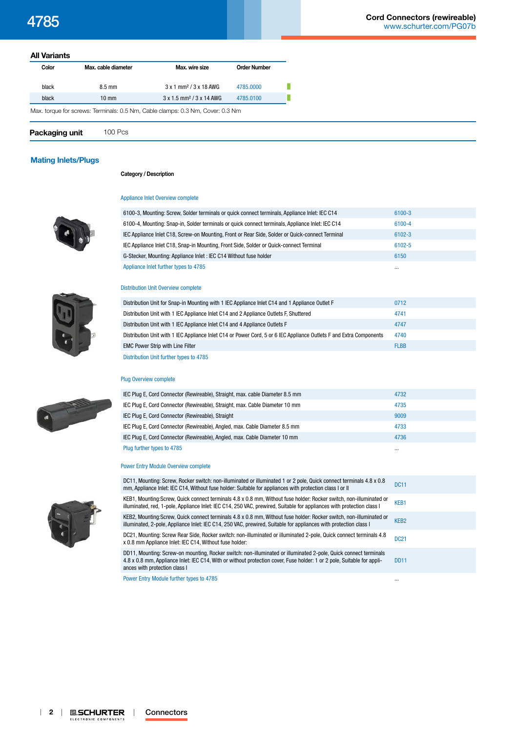## All Variants

| Color | Max. cable diameter | Max. wire size | Order Number |
|---|---|---|---|
| black | 8.5 mm | 3 x 1 mm² / 3 x 18 AWG | 4785.0000 |
| black | 10 mm | 3 x 1.5 mm² / 3 x 14 AWG | 4785.0100 |

Max. torque for screws: Terminals: 0.5 Nm, Cable clamps: 0.3 Nm, Cover: 0.3 Nm

**Packaging unit** 100 Pcs

## Mating Inlets/Plugs

**Category / Description**

Appliance Inlet Overview complete

| Description | Type |
|---|---|
| 6100-3, Mounting: Screw, Solder terminals or quick connect terminals, Appliance Inlet: IEC C14 | 6100-3 |
| 6100-4, Mounting: Snap-in, Solder terminals or quick connect terminals, Appliance Inlet: IEC C14 | 6100-4 |
| IEC Appliance Inlet C18, Screw-on Mounting, Front or Rear Side, Solder or Quick-connect Terminal | 6102-3 |
| IEC Appliance Inlet C18, Snap-in Mounting, Front Side, Solder or Quick-connect Terminal | 6102-5 |
| G-Stecker, Mounting: Appliance Inlet : IEC C14 Without fuse holder | 6150 |
| Appliance Inlet further types to 4785 | ... |

Distribution Unit Overview complete

| Description | Type |
|---|---|
| Distribution Unit for Snap-in Mounting with 1 IEC Appliance Inlet C14 and 1 Appliance Outlet F | 0712 |
| Distribution Unit with 1 IEC Appliance Inlet C14 and 2 Appliance Outlets F, Shuttered | 4741 |
| Distribution Unit with 1 IEC Appliance Inlet C14 and 4 Appliance Outlets F | 4747 |
| Distribution Unit with 1 IEC Appliance Inlet C14 or Power Cord, 5 or 6 IEC Appliance Outlets F and Extra Components | 4740 |
| EMC Power Strip with Line Filter | FLBB |
| Distribution Unit further types to 4785 | |

Plug Overview complete

| Description | Type |
|---|---|
| IEC Plug E, Cord Connector (Rewireable), Straight, max. cable Diameter 8.5 mm | 4732 |
| IEC Plug E, Cord Connector (Rewireable), Straight, max. Cable Diameter 10 mm | 4735 |
| IEC Plug E, Cord Connector (Rewireable), Straight | 9009 |
| IEC Plug E, Cord Connector (Rewireable), Angled, max. Cable Diameter 8.5 mm | 4733 |
| IEC Plug E, Cord Connector (Rewireable), Angled, max. Cable Diameter 10 mm | 4736 |
| Plug further types to 4785 | ... |

Power Entry Module Overview complete

| Description | Type |
|---|---|
| DC11, Mounting: Screw, Rocker switch: non-illuminated or illuminated 1 or 2 pole, Quick connect terminals 4.8 x 0.8 mm, Appliance Inlet: IEC C14, Without fuse holder: Suitable for appliances with protection class I or II | DC11 |
| KEB1, Mounting:Screw, Quick connect terminals 4.8 x 0.8 mm, Without fuse holder: Rocker switch, non-illuminated or illuminated, red, 1-pole, Appliance Inlet: IEC C14, 250 VAC, prewired, Suitable for appliances with protection class I | KEB1 |
| KEB2, Mounting:Screw, Quick connect terminals 4.8 x 0.8 mm, Without fuse holder: Rocker switch, non-illuminated or illuminated, 2-pole, Appliance Inlet: IEC C14, 250 VAC, prewired, Suitable for appliances with protection class I | KEB2 |
| DC21, Mounting: Screw Rear Side, Rocker switch: non-illuminated or illuminated 2-pole, Quick connect terminals 4.8 x 0.8 mm Appliance Inlet: IEC C14, Without fuse holder: | DC21 |
| DD11, Mounting: Screw-on mounting, Rocker switch: non-illuminated or illuminated 2-pole, Quick connect terminals 4.8 x 0.8 mm, Appliance Inlet: IEC C14, With or without protection cover, Fuse holder: 1 or 2 pole, Suitable for appliances with protection class I | DD11 |
| Power Entry Module further types to 4785 | ... |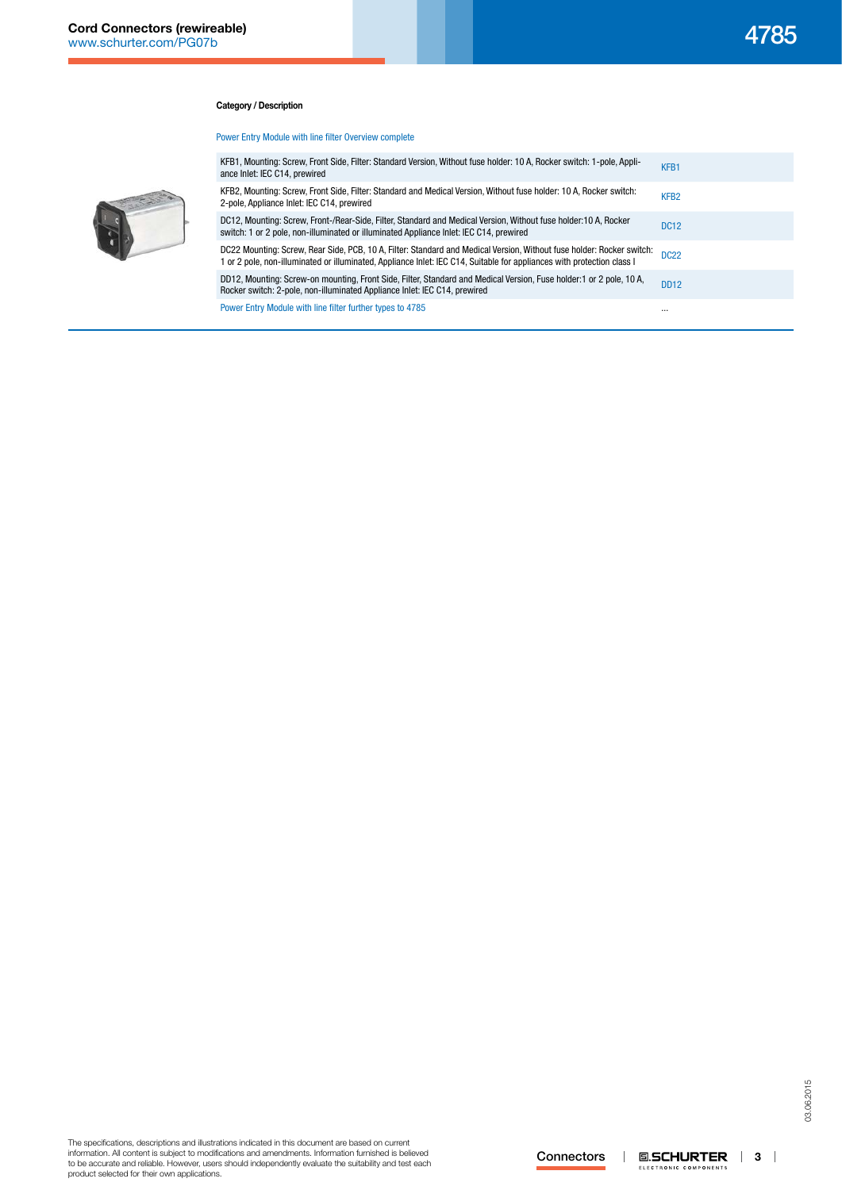**Category / Description**

Power Entry Module with line filter Overview complete

| | |
|---|---|
| KFB1, Mounting: Screw, Front Side, Filter: Standard Version, Without fuse holder: 10 A, Rocker switch: 1-pole, Appliance Inlet: IEC C14, prewired | KFB1 |
| KFB2, Mounting: Screw, Front Side, Filter: Standard and Medical Version, Without fuse holder: 10 A, Rocker switch: 2-pole, Appliance Inlet: IEC C14, prewired | KFB2 |
| DC12, Mounting: Screw, Front-/Rear-Side, Filter, Standard and Medical Version, Without fuse holder:10 A, Rocker switch: 1 or 2 pole, non-illuminated or illuminated Appliance Inlet: IEC C14, prewired | DC12 |
| DC22 Mounting: Screw, Rear Side, PCB, 10 A, Filter: Standard and Medical Version, Without fuse holder: Rocker switch: 1 or 2 pole, non-illuminated or illuminated, Appliance Inlet: IEC C14, Suitable for appliances with protection class I | DC22 |
| DD12, Mounting: Screw-on mounting, Front Side, Filter, Standard and Medical Version, Fuse holder:1 or 2 pole, 10 A, Rocker switch: 2-pole, non-illuminated Appliance Inlet: IEC C14, prewired | DD12 |
| Power Entry Module with line filter further types to 4785 | ... |

The specifications, descriptions and illustrations indicated in this document are based on current information. All content is subject to modifications and amendments. Information furnished is believed to be accurate and reliable. However, users should independently evaluate the suitability and test each product selected for their own applications.

03.06.2015